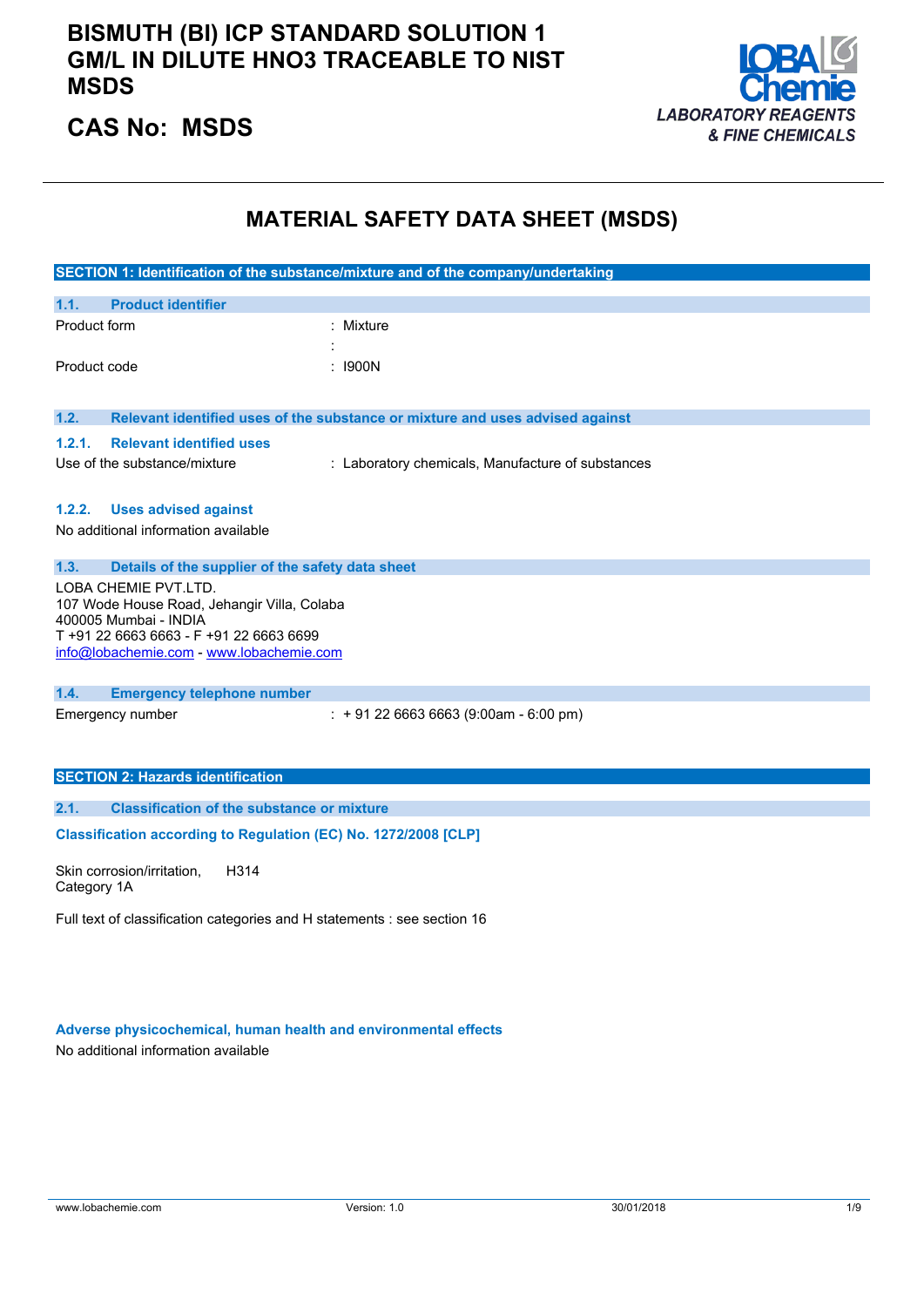# BISMUTH (BI) ICP STANDARD SOLUTION 1 GM/L IN DILUTE HNO3 TRACEABLE TO NIST MSDS

## CAS No: MSDS

LOBA Chemie
*LABORATORY REAGENTS & FINE CHEMICALS*

# MATERIAL SAFETY DATA SHEET (MSDS)

## SECTION 1: Identification of the substance/mixture and of the company/undertaking

### 1.1. Product identifier

| | |
|---|---|
| Product form | : Mixture |
| | : |
| Product code | : I900N |

### 1.2. Relevant identified uses of the substance or mixture and uses advised against

#### 1.2.1. Relevant identified uses

Use of the substance/mixture : Laboratory chemicals, Manufacture of substances

#### 1.2.2. Uses advised against

No additional information available

### 1.3. Details of the supplier of the safety data sheet

LOBA CHEMIE PVT.LTD.
107 Wode House Road, Jehangir Villa, Colaba
400005 Mumbai - INDIA
T +91 22 6663 6663 - F +91 22 6663 6699
info@lobachemie.com - www.lobachemie.com

### 1.4. Emergency telephone number

Emergency number : + 91 22 6663 6663 (9:00am - 6:00 pm)

## SECTION 2: Hazards identification

### 2.1. Classification of the substance or mixture

**Classification according to Regulation (EC) No. 1272/2008 [CLP]**

| | |
|---|---|
| Skin corrosion/irritation, Category 1A | H314 |

Full text of classification categories and H statements : see section 16

**Adverse physicochemical, human health and environmental effects**

No additional information available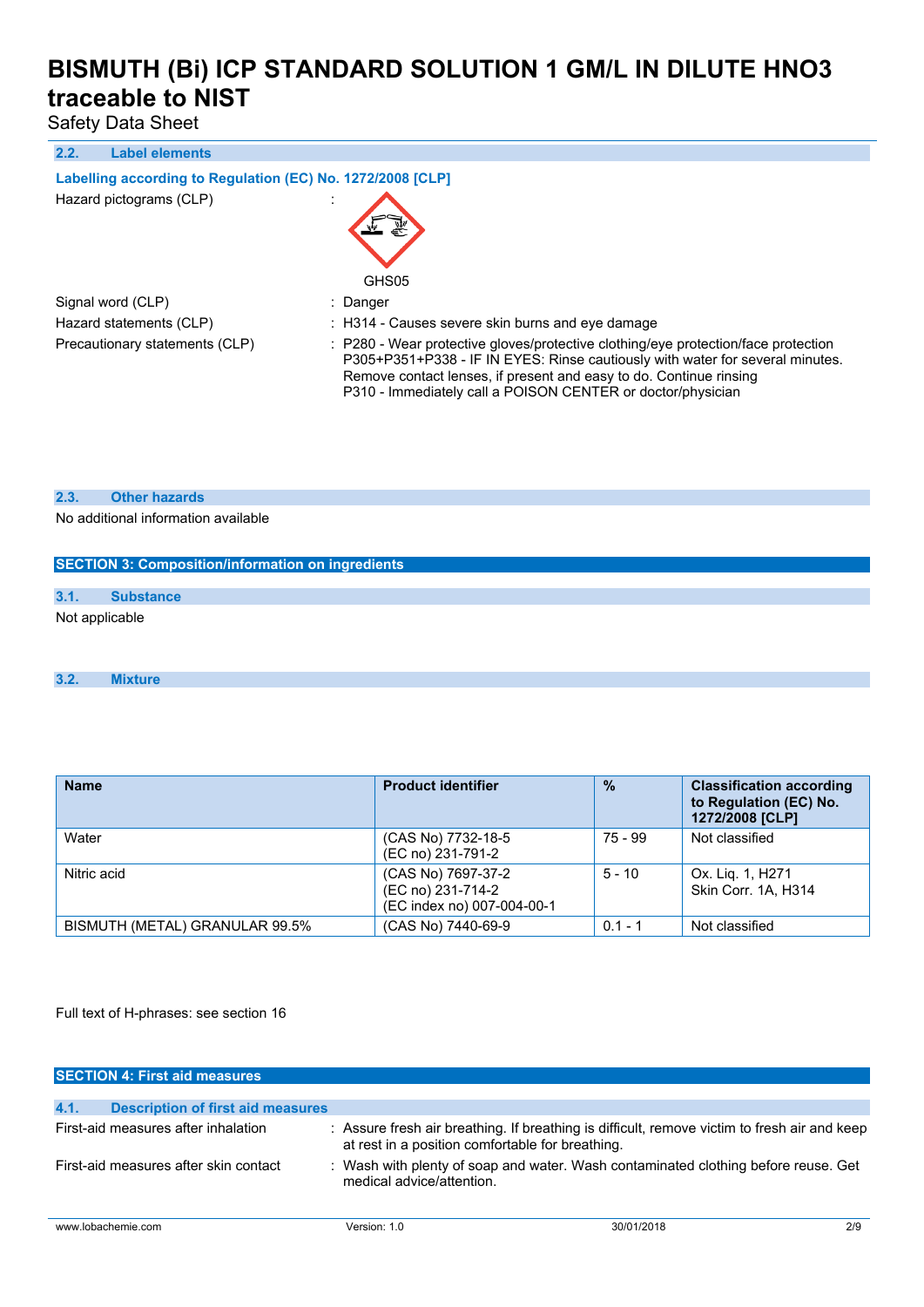### 2.2. Label elements

**Labelling according to Regulation (EC) No. 1272/2008 [CLP]**

Hazard pictograms (CLP) :

GHS05

Signal word (CLP) : Danger

Hazard statements (CLP) : H314 - Causes severe skin burns and eye damage

Precautionary statements (CLP) : P280 - Wear protective gloves/protective clothing/eye protection/face protection
P305+P351+P338 - IF IN EYES: Rinse cautiously with water for several minutes. Remove contact lenses, if present and easy to do. Continue rinsing
P310 - Immediately call a POISON CENTER or doctor/physician

### 2.3. Other hazards

No additional information available

## SECTION 3: Composition/information on ingredients

### 3.1. Substance

Not applicable

### 3.2. Mixture

| Name | Product identifier | % | Classification according to Regulation (EC) No. 1272/2008 [CLP] |
|---|---|---|---|
| Water | (CAS No) 7732-18-5<br>(EC no) 231-791-2 | 75 - 99 | Not classified |
| Nitric acid | (CAS No) 7697-37-2<br>(EC no) 231-714-2<br>(EC index no) 007-004-00-1 | 5 - 10 | Ox. Liq. 1, H271<br>Skin Corr. 1A, H314 |
| BISMUTH (METAL) GRANULAR 99.5% | (CAS No) 7440-69-9 | 0.1 - 1 | Not classified |

Full text of H-phrases: see section 16

## SECTION 4: First aid measures

### 4.1. Description of first aid measures

First-aid measures after inhalation : Assure fresh air breathing. If breathing is difficult, remove victim to fresh air and keep at rest in a position comfortable for breathing.

First-aid measures after skin contact : Wash with plenty of soap and water. Wash contaminated clothing before reuse. Get medical advice/attention.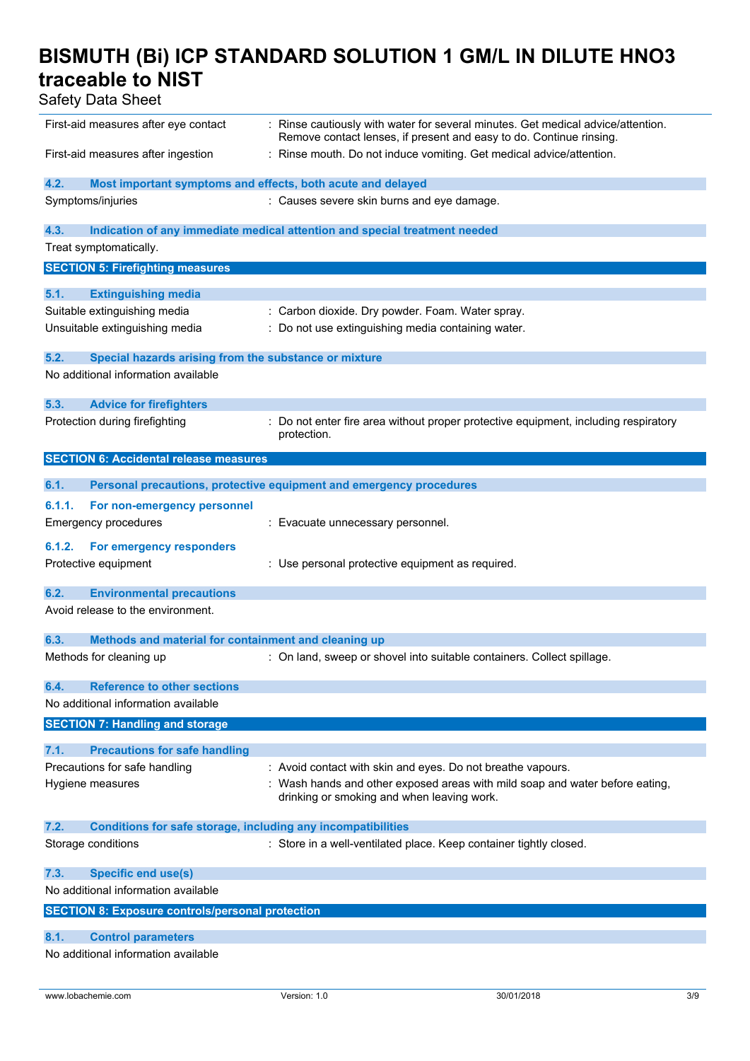First-aid measures after eye contact : Rinse cautiously with water for several minutes. Get medical advice/attention. Remove contact lenses, if present and easy to do. Continue rinsing.

First-aid measures after ingestion : Rinse mouth. Do not induce vomiting. Get medical advice/attention.

### 4.2. Most important symptoms and effects, both acute and delayed

Symptoms/injuries : Causes severe skin burns and eye damage.

### 4.3. Indication of any immediate medical attention and special treatment needed

Treat symptomatically.

## SECTION 5: Firefighting measures

### 5.1. Extinguishing media

Suitable extinguishing media : Carbon dioxide. Dry powder. Foam. Water spray.

Unsuitable extinguishing media : Do not use extinguishing media containing water.

### 5.2. Special hazards arising from the substance or mixture

No additional information available

### 5.3. Advice for firefighters

Protection during firefighting : Do not enter fire area without proper protective equipment, including respiratory protection.

## SECTION 6: Accidental release measures

### 6.1. Personal precautions, protective equipment and emergency procedures

#### 6.1.1. For non-emergency personnel

Emergency procedures : Evacuate unnecessary personnel.

#### 6.1.2. For emergency responders

Protective equipment : Use personal protective equipment as required.

### 6.2. Environmental precautions

Avoid release to the environment.

### 6.3. Methods and material for containment and cleaning up

Methods for cleaning up : On land, sweep or shovel into suitable containers. Collect spillage.

### 6.4. Reference to other sections

No additional information available

## SECTION 7: Handling and storage

### 7.1. Precautions for safe handling

Precautions for safe handling : Avoid contact with skin and eyes. Do not breathe vapours.

Hygiene measures : Wash hands and other exposed areas with mild soap and water before eating, drinking or smoking and when leaving work.

### 7.2. Conditions for safe storage, including any incompatibilities

Storage conditions : Store in a well-ventilated place. Keep container tightly closed.

### 7.3. Specific end use(s)

No additional information available

## SECTION 8: Exposure controls/personal protection

### 8.1. Control parameters

No additional information available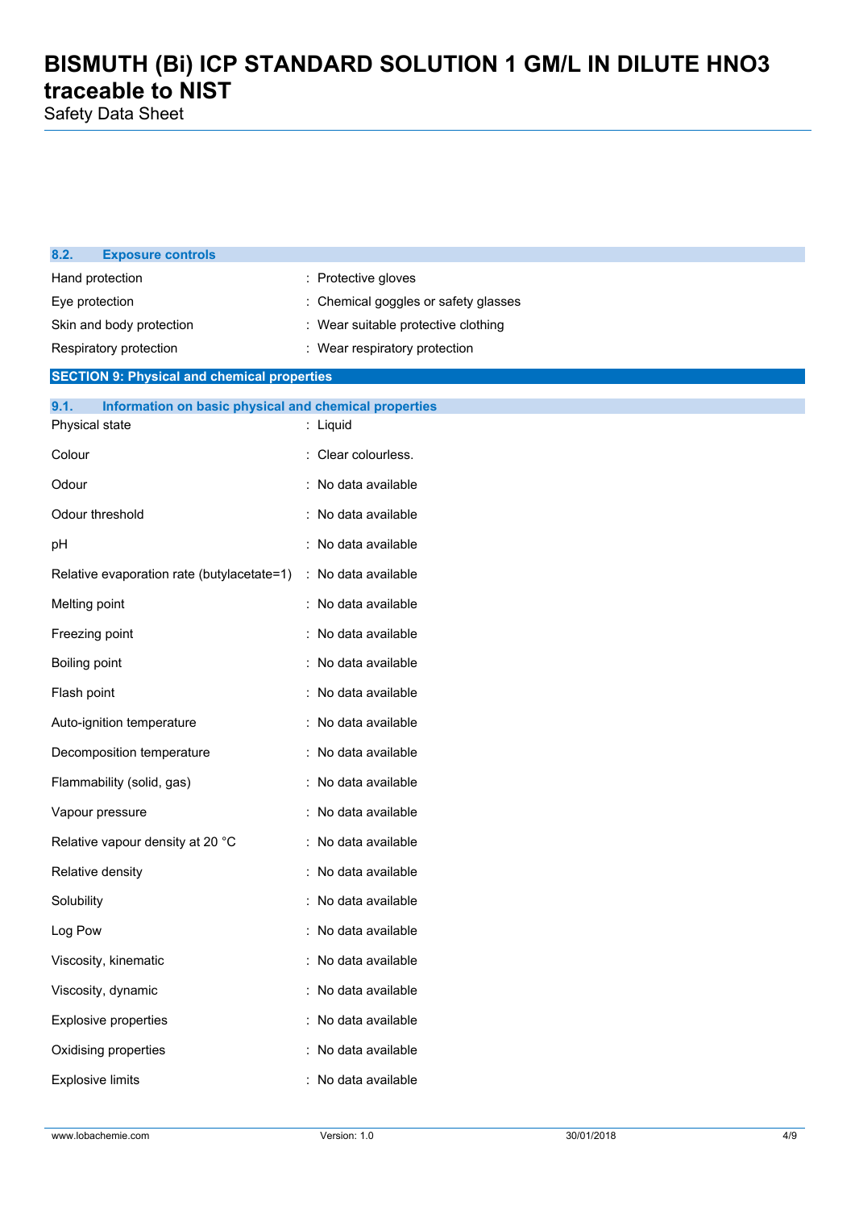### 8.2. Exposure controls

| | |
|---|---|
| Hand protection | : Protective gloves |
| Eye protection | : Chemical goggles or safety glasses |
| Skin and body protection | : Wear suitable protective clothing |
| Respiratory protection | : Wear respiratory protection |

## SECTION 9: Physical and chemical properties

### 9.1. Information on basic physical and chemical properties

| | |
|---|---|
| Physical state | : Liquid |
| Colour | : Clear colourless. |
| Odour | : No data available |
| Odour threshold | : No data available |
| pH | : No data available |
| Relative evaporation rate (butylacetate=1) | : No data available |
| Melting point | : No data available |
| Freezing point | : No data available |
| Boiling point | : No data available |
| Flash point | : No data available |
| Auto-ignition temperature | : No data available |
| Decomposition temperature | : No data available |
| Flammability (solid, gas) | : No data available |
| Vapour pressure | : No data available |
| Relative vapour density at 20 °C | : No data available |
| Relative density | : No data available |
| Solubility | : No data available |
| Log Pow | : No data available |
| Viscosity, kinematic | : No data available |
| Viscosity, dynamic | : No data available |
| Explosive properties | : No data available |
| Oxidising properties | : No data available |
| Explosive limits | : No data available |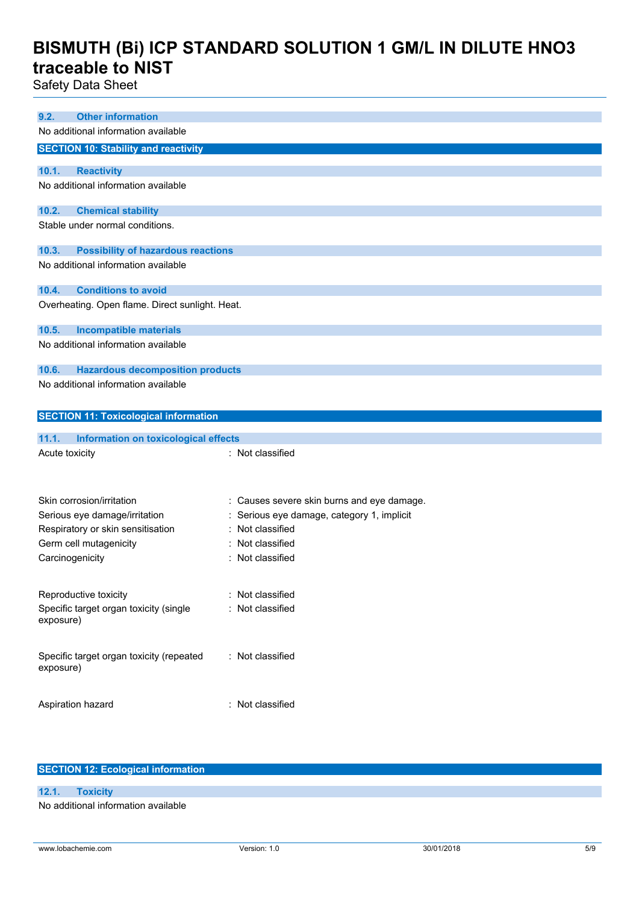### 9.2. Other information

No additional information available

## SECTION 10: Stability and reactivity

### 10.1. Reactivity

No additional information available

### 10.2. Chemical stability

Stable under normal conditions.

### 10.3. Possibility of hazardous reactions

No additional information available

### 10.4. Conditions to avoid

Overheating. Open flame. Direct sunlight. Heat.

### 10.5. Incompatible materials

No additional information available

### 10.6. Hazardous decomposition products

No additional information available

## SECTION 11: Toxicological information

### 11.1. Information on toxicological effects

| | |
|---|---|
| Acute toxicity | : Not classified |
| Skin corrosion/irritation | : Causes severe skin burns and eye damage. |
| Serious eye damage/irritation | : Serious eye damage, category 1, implicit |
| Respiratory or skin sensitisation | : Not classified |
| Germ cell mutagenicity | : Not classified |
| Carcinogenicity | : Not classified |
| Reproductive toxicity | : Not classified |
| Specific target organ toxicity (single exposure) | : Not classified |
| Specific target organ toxicity (repeated exposure) | : Not classified |
| Aspiration hazard | : Not classified |

## SECTION 12: Ecological information

### 12.1. Toxicity

No additional information available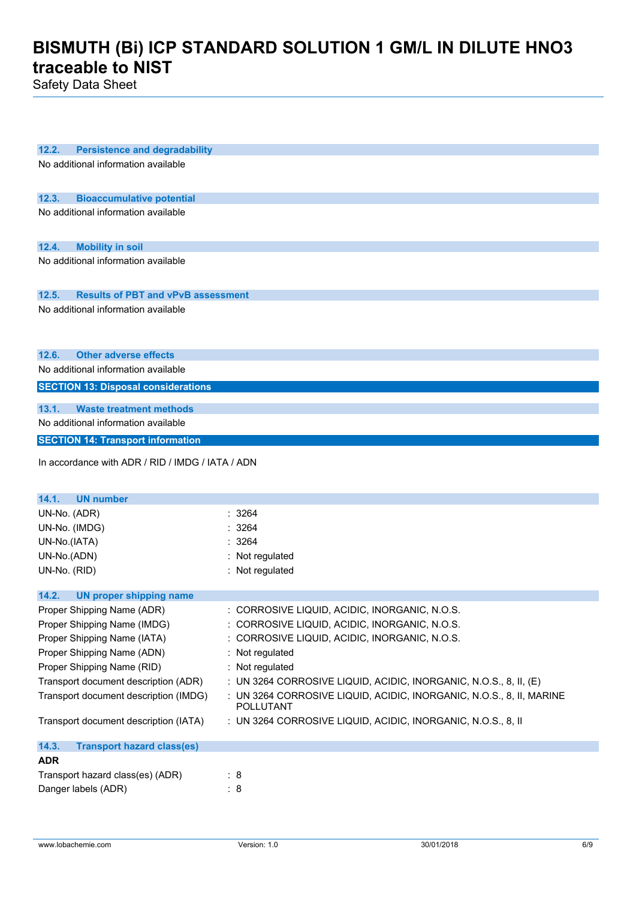### 12.2. Persistence and degradability

No additional information available

### 12.3. Bioaccumulative potential

No additional information available

### 12.4. Mobility in soil

No additional information available

### 12.5. Results of PBT and vPvB assessment

No additional information available

### 12.6. Other adverse effects

No additional information available

## SECTION 13: Disposal considerations

### 13.1. Waste treatment methods

No additional information available

## SECTION 14: Transport information

In accordance with ADR / RID / IMDG / IATA / ADN

### 14.1. UN number

| | |
|---|---|
| UN-No. (ADR) | : 3264 |
| UN-No. (IMDG) | : 3264 |
| UN-No.(IATA) | : 3264 |
| UN-No.(ADN) | : Not regulated |
| UN-No. (RID) | : Not regulated |

### 14.2. UN proper shipping name

| | |
|---|---|
| Proper Shipping Name (ADR) | : CORROSIVE LIQUID, ACIDIC, INORGANIC, N.O.S. |
| Proper Shipping Name (IMDG) | : CORROSIVE LIQUID, ACIDIC, INORGANIC, N.O.S. |
| Proper Shipping Name (IATA) | : CORROSIVE LIQUID, ACIDIC, INORGANIC, N.O.S. |
| Proper Shipping Name (ADN) | : Not regulated |
| Proper Shipping Name (RID) | : Not regulated |
| Transport document description (ADR) | : UN 3264 CORROSIVE LIQUID, ACIDIC, INORGANIC, N.O.S., 8, II, (E) |
| Transport document description (IMDG) | : UN 3264 CORROSIVE LIQUID, ACIDIC, INORGANIC, N.O.S., 8, II, MARINE POLLUTANT |
| Transport document description (IATA) | : UN 3264 CORROSIVE LIQUID, ACIDIC, INORGANIC, N.O.S., 8, II |

### 14.3. Transport hazard class(es)

**ADR**

| | |
|---|---|
| Transport hazard class(es) (ADR) | : 8 |
| Danger labels (ADR) | : 8 |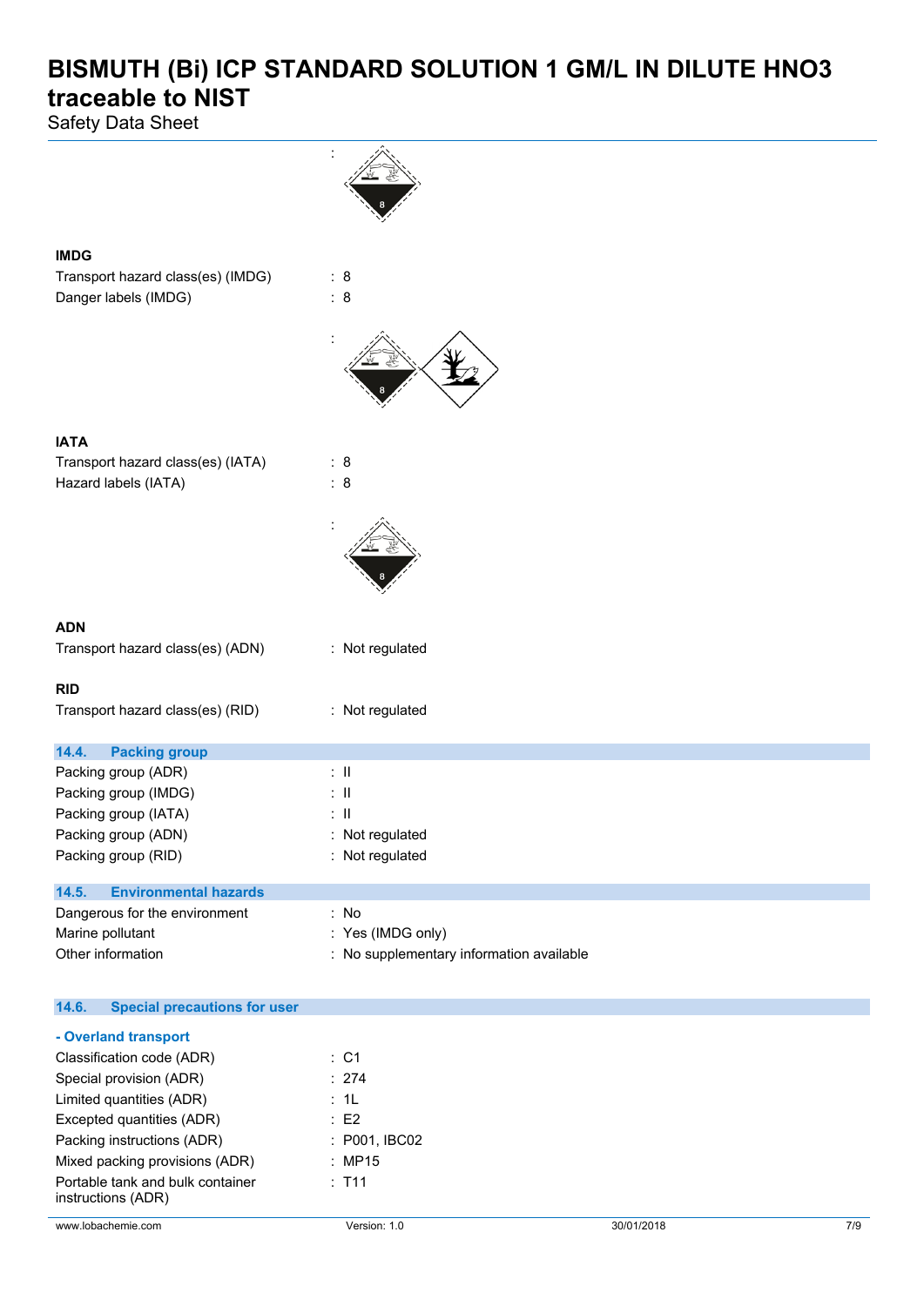:

**IMDG**

Transport hazard class(es) (IMDG) : 8

Danger labels (IMDG) : 8

:

**IATA**

Transport hazard class(es) (IATA) : 8

Hazard labels (IATA) : 8

:

**ADN**

Transport hazard class(es) (ADN) : Not regulated

**RID**

Transport hazard class(es) (RID) : Not regulated

### 14.4. Packing group

| | |
|---|---|
| Packing group (ADR) | : II |
| Packing group (IMDG) | : II |
| Packing group (IATA) | : II |
| Packing group (ADN) | : Not regulated |
| Packing group (RID) | : Not regulated |

### 14.5. Environmental hazards

| | |
|---|---|
| Dangerous for the environment | : No |
| Marine pollutant | : Yes (IMDG only) |
| Other information | : No supplementary information available |

### 14.6. Special precautions for user

**- Overland transport**

| | |
|---|---|
| Classification code (ADR) | : C1 |
| Special provision (ADR) | : 274 |
| Limited quantities (ADR) | : 1L |
| Excepted quantities (ADR) | : E2 |
| Packing instructions (ADR) | : P001, IBC02 |
| Mixed packing provisions (ADR) | : MP15 |
| Portable tank and bulk container instructions (ADR) | : T11 |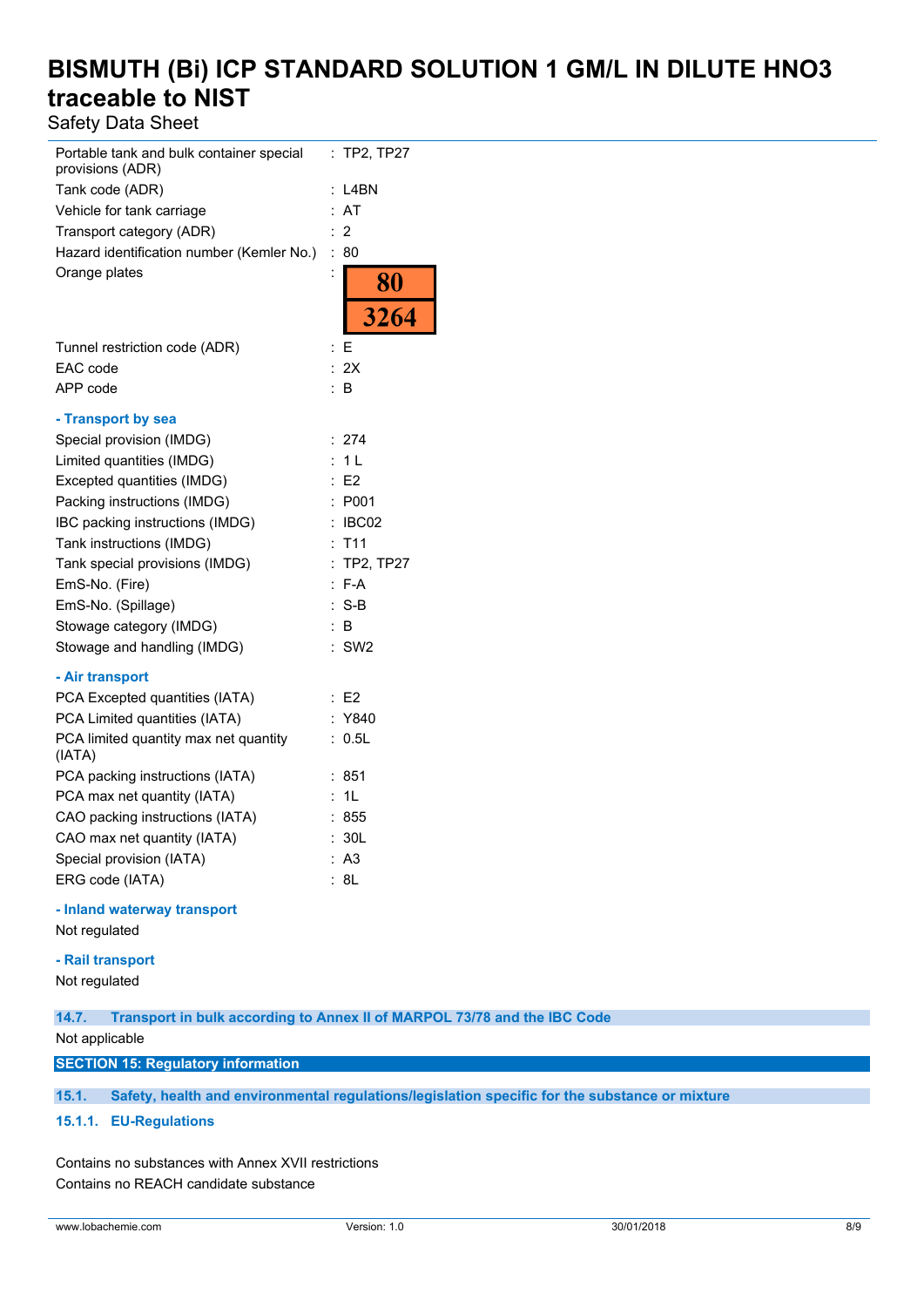| | |
|---|---|
| Portable tank and bulk container special provisions (ADR) | : TP2, TP27 |
| Tank code (ADR) | : L4BN |
| Vehicle for tank carriage | : AT |
| Transport category (ADR) | : 2 |
| Hazard identification number (Kemler No.) | : 80 |
| Orange plates | : 80 / 3264 |
| Tunnel restriction code (ADR) | : E |
| EAC code | : 2X |
| APP code | : B |

**- Transport by sea**

| | |
|---|---|
| Special provision (IMDG) | : 274 |
| Limited quantities (IMDG) | : 1 L |
| Excepted quantities (IMDG) | : E2 |
| Packing instructions (IMDG) | : P001 |
| IBC packing instructions (IMDG) | : IBC02 |
| Tank instructions (IMDG) | : T11 |
| Tank special provisions (IMDG) | : TP2, TP27 |
| EmS-No. (Fire) | : F-A |
| EmS-No. (Spillage) | : S-B |
| Stowage category (IMDG) | : B |
| Stowage and handling (IMDG) | : SW2 |

**- Air transport**

| | |
|---|---|
| PCA Excepted quantities (IATA) | : E2 |
| PCA Limited quantities (IATA) | : Y840 |
| PCA limited quantity max net quantity (IATA) | : 0.5L |
| PCA packing instructions (IATA) | : 851 |
| PCA max net quantity (IATA) | : 1L |
| CAO packing instructions (IATA) | : 855 |
| CAO max net quantity (IATA) | : 30L |
| Special provision (IATA) | : A3 |
| ERG code (IATA) | : 8L |

**- Inland waterway transport**

Not regulated

**- Rail transport**

Not regulated

### 14.7. Transport in bulk according to Annex II of MARPOL 73/78 and the IBC Code

Not applicable

## SECTION 15: Regulatory information

### 15.1. Safety, health and environmental regulations/legislation specific for the substance or mixture

#### 15.1.1. EU-Regulations

Contains no substances with Annex XVII restrictions

Contains no REACH candidate substance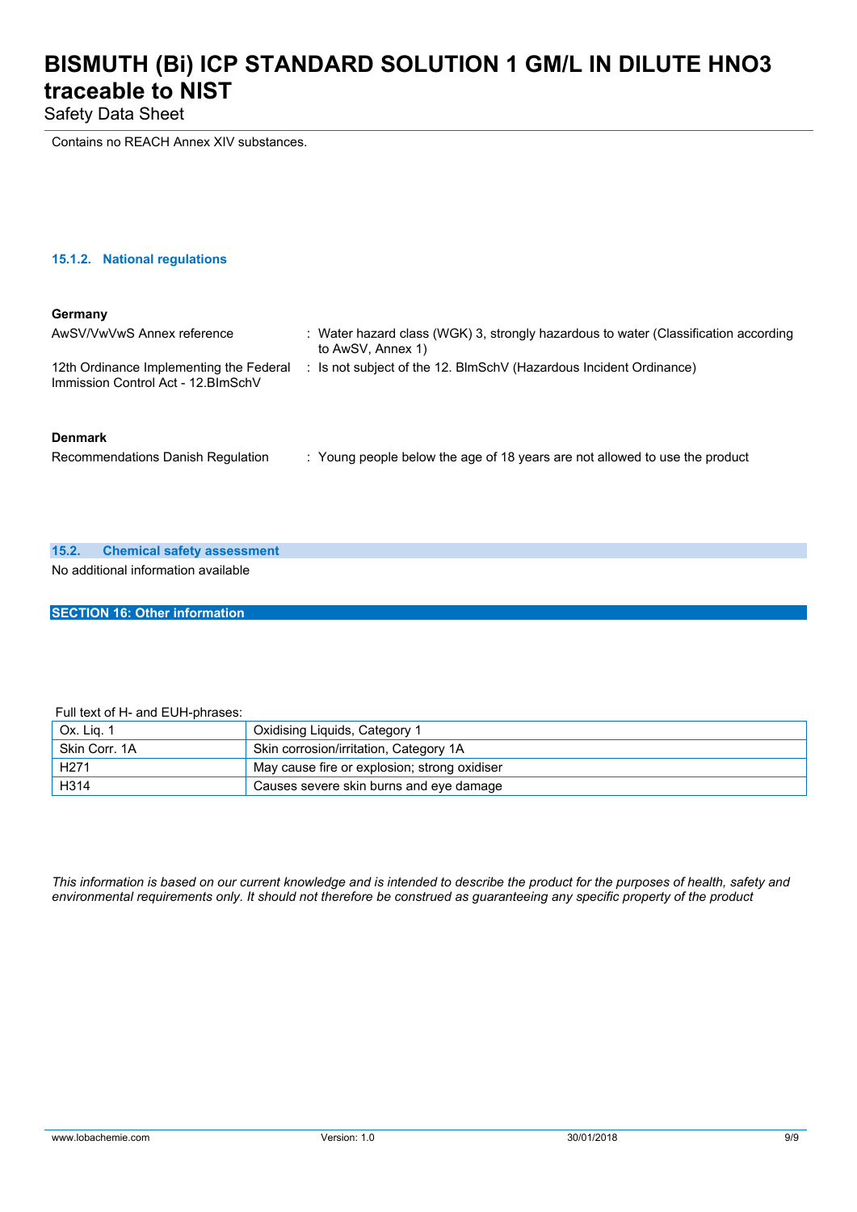Contains no REACH Annex XIV substances.

#### 15.1.2. National regulations

**Germany**

AwSV/VwVwS Annex reference : Water hazard class (WGK) 3, strongly hazardous to water (Classification according to AwSV, Annex 1)

12th Ordinance Implementing the Federal Immission Control Act - 12.BImSchV : Is not subject of the 12. BlmSchV (Hazardous Incident Ordinance)

**Denmark**

Recommendations Danish Regulation : Young people below the age of 18 years are not allowed to use the product

### 15.2. Chemical safety assessment

No additional information available

## SECTION 16: Other information

Full text of H- and EUH-phrases:

| | |
|---|---|
| Ox. Liq. 1 | Oxidising Liquids, Category 1 |
| Skin Corr. 1A | Skin corrosion/irritation, Category 1A |
| H271 | May cause fire or explosion; strong oxidiser |
| H314 | Causes severe skin burns and eye damage |

*This information is based on our current knowledge and is intended to describe the product for the purposes of health, safety and environmental requirements only. It should not therefore be construed as guaranteeing any specific property of the product*